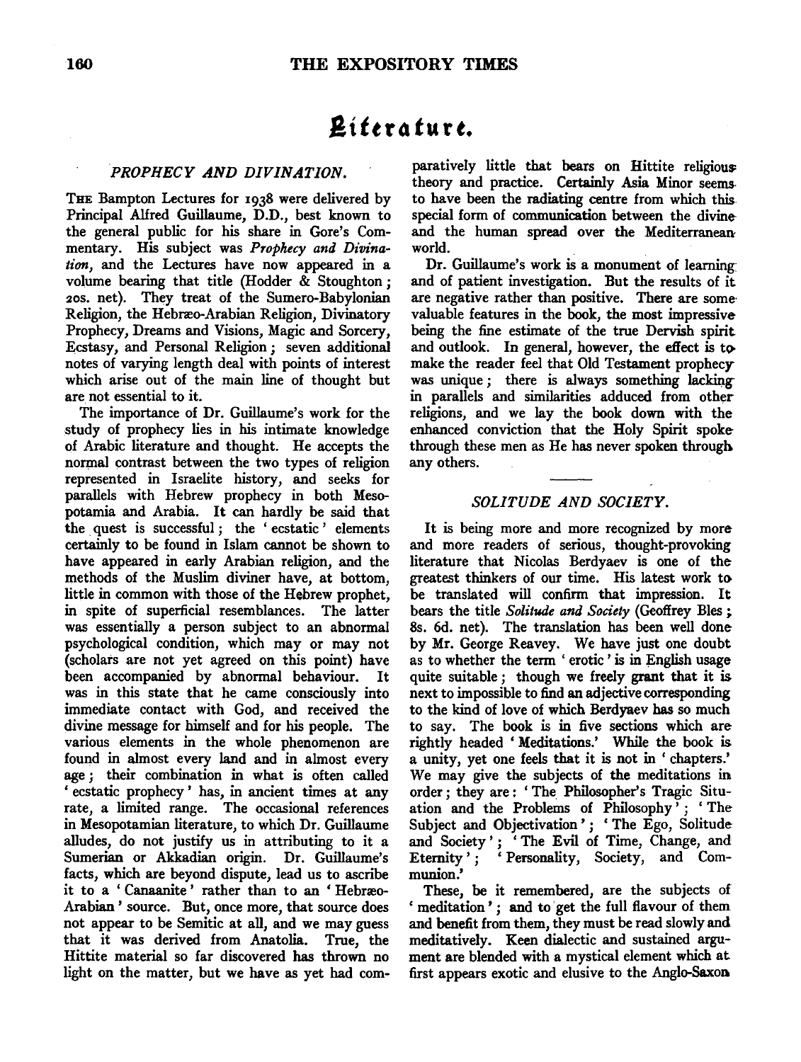# Literature.

## PROPHECY AND DIVINATION.

The Bampton Lectures for 1938 were delivered by Principal Alfred Guillaume, D.D., best known to the general public for his share in Gore's Commentary. His subject was *Prophecy and Divination*, and the Lectures have now appeared in a volume bearing that title (Hodder & Stoughton; 20s. net). They treat of the Sumero-Babylonian Religion, the Hebræo-Arabian Religion, Divinatory Prophecy, Dreams and Visions, Magic and Sorcery, Ecstasy, and Personal Religion; seven additional notes of varying length deal with points of interest which arise out of the main line of thought but are not essential to it.

The importance of Dr. Guillaume's work for the study of prophecy lies in his intimate knowledge of Arabic literature and thought. He accepts the normal contrast between the two types of religion represented in Israelite history, and seeks for parallels with Hebrew prophecy in both Mesopotamia and Arabia. It can hardly be said that the quest is successful; the 'ecstatic' elements certainly to be found in Islam cannot be shown to have appeared in early Arabian religion, and the methods of the Muslim diviner have, at bottom, little in common with those of the Hebrew prophet, in spite of superficial resemblances. The latter was essentially a person subject to an abnormal psychological condition, which may or may not (scholars are not yet agreed on this point) have been accompanied by abnormal behaviour. It was in this state that he came consciously into immediate contact with God, and received the divine message for himself and for his people. The various elements in the whole phenomenon are found in almost every land and in almost every age; their combination in what is often called 'ecstatic prophecy' has, in ancient times at any rate, a limited range. The occasional references in Mesopotamian literature, to which Dr. Guillaume alludes, do not justify us in attributing to it a Sumerian or Akkadian origin. Dr. Guillaume's facts, which are beyond dispute, lead us to ascribe it to a 'Canaanite' rather than to an 'Hebræo-Arabian' source. But, once more, that source does not appear to be Semitic at all, and we may guess that it was derived from Anatolia. True, the Hittite material so far discovered has thrown no light on the matter, but we have as yet had comparatively little that bears on Hittite religious theory and practice. Certainly Asia Minor seems to have been the radiating centre from which this special form of communication between the divine and the human spread over the Mediterranean world.

Dr. Guillaume's work is a monument of learning and of patient investigation. But the results of it are negative rather than positive. There are some valuable features in the book, the most impressive being the fine estimate of the true Dervish spirit and outlook. In general, however, the effect is to make the reader feel that Old Testament prophecy was unique; there is always something lacking in parallels and similarities adduced from other religions, and we lay the book down with the enhanced conviction that the Holy Spirit spoke through these men as He has never spoken through any others.

---

## SOLITUDE AND SOCIETY.

It is being more and more recognized by more and more readers of serious, thought-provoking literature that Nicolas Berdyaev is one of the greatest thinkers of our time. His latest work to be translated will confirm that impression. It bears the title *Solitude and Society* (Geoffrey Bles; 8s. 6d. net). The translation has been well done by Mr. George Reavey. We have just one doubt as to whether the term 'erotic' is in English usage quite suitable; though we freely grant that it is next to impossible to find an adjective corresponding to the kind of love of which Berdyaev has so much to say. The book is in five sections which are rightly headed 'Meditations.' While the book is a unity, yet one feels that it is not in 'chapters.' We may give the subjects of the meditations in order; they are: 'The Philosopher's Tragic Situation and the Problems of Philosophy'; 'The Subject and Objectivation'; 'The Ego, Solitude and Society'; 'The Evil of Time, Change, and Eternity'; 'Personality, Society, and Communion.'

These, be it remembered, are the subjects of 'meditation'; and to get the full flavour of them and benefit from them, they must be read slowly and meditatively. Keen dialectic and sustained argument are blended with a mystical element which at first appears exotic and elusive to the Anglo-Saxon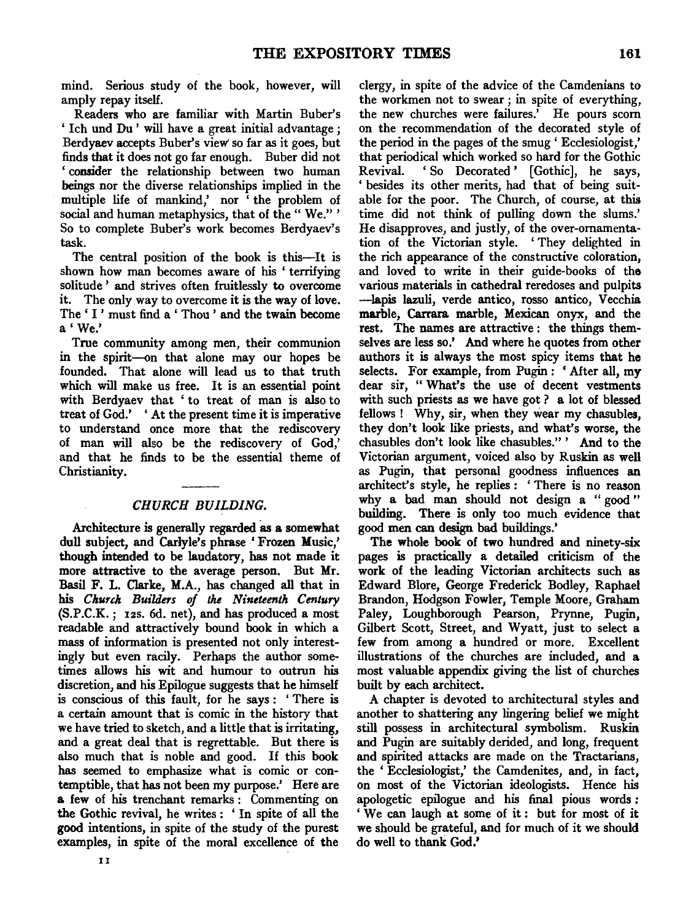mind. Serious study of the book, however, will amply repay itself.

Readers who are familiar with Martin Buber's 'Ich und Du' will have a great initial advantage; Berdyaev accepts Buber's view so far as it goes, but finds that it does not go far enough. Buber did not 'consider the relationship between two human beings nor the diverse relationships implied in the multiple life of mankind,' nor 'the problem of social and human metaphysics, that of the "We."' So to complete Buber's work becomes Berdyaev's task.

The central position of the book is this—It is shown how man becomes aware of his 'terrifying solitude' and strives often fruitlessly to overcome it. The only way to overcome it is the way of love. The 'I' must find a 'Thou' and the twain become a 'We.'

True community among men, their communion in the spirit—on that alone may our hopes be founded. That alone will lead us to that truth which will make us free. It is an essential point with Berdyaev that 'to treat of man is also to treat of God.' 'At the present time it is imperative to understand once more that the rediscovery of man will also be the rediscovery of God,' and that he finds to be the essential theme of Christianity.

---

## *CHURCH BUILDING.*

Architecture is generally regarded as a somewhat dull subject, and Carlyle's phrase 'Frozen Music,' though intended to be laudatory, has not made it more attractive to the average person. But Mr. Basil F. L. Clarke, M.A., has changed all that in his *Church Builders of the Nineteenth Century* (S.P.C.K.; 12s. 6d. net), and has produced a most readable and attractively bound book in which a mass of information is presented not only interestingly but even racily. Perhaps the author sometimes allows his wit and humour to outrun his discretion, and his Epilogue suggests that he himself is conscious of this fault, for he says: 'There is a certain amount that is comic in the history that we have tried to sketch, and a little that is irritating, and a great deal that is regrettable. But there is also much that is noble and good. If this book has seemed to emphasize what is comic or contemptible, that has not been my purpose.' Here are a few of his trenchant remarks: Commenting on the Gothic revival, he writes: 'In spite of all the good intentions, in spite of the study of the purest examples, in spite of the moral excellence of the clergy, in spite of the advice of the Camdenians to the workmen not to swear; in spite of everything, the new churches were failures.' He pours scorn on the recommendation of the decorated style of the period in the pages of the smug 'Ecclesiologist,' that periodical which worked so hard for the Gothic Revival. 'So Decorated' [Gothic], he says, 'besides its other merits, had that of being suitable for the poor. The Church, of course, at this time did not think of pulling down the slums.' He disapproves, and justly, of the over-ornamentation of the Victorian style. 'They delighted in the rich appearance of the constructive coloration, and loved to write in their guide-books of the various materials in cathedral reredoses and pulpits—lapis lazuli, verde antico, rosso antico, Vecchia marble, Carrara marble, Mexican onyx, and the rest. The names are attractive: the things themselves are less so.' And where he quotes from other authors it is always the most spicy items that he selects. For example, from Pugin: 'After all, my dear sir, "What's the use of decent vestments with such priests as we have got? a lot of blessed fellows! Why, sir, when they wear my chasubles, they don't look like priests, and what's worse, the chasubles don't look like chasubles."' And to the Victorian argument, voiced also by Ruskin as well as Pugin, that personal goodness influences an architect's style, he replies: 'There is no reason why a bad man should not design a "good" building. There is only too much evidence that good men can design bad buildings.'

The whole book of two hundred and ninety-six pages is practically a detailed criticism of the work of the leading Victorian architects such as Edward Blore, George Frederick Bodley, Raphael Brandon, Hodgson Fowler, Temple Moore, Graham Paley, Loughborough Pearson, Prynne, Pugin, Gilbert Scott, Street, and Wyatt, just to select a few from among a hundred or more. Excellent illustrations of the churches are included, and a most valuable appendix giving the list of churches built by each architect.

A chapter is devoted to architectural styles and another to shattering any lingering belief we might still possess in architectural symbolism. Ruskin and Pugin are suitably derided, and long, frequent and spirited attacks are made on the Tractarians, the 'Ecclesiologist,' the Camdenites, and, in fact, on most of the Victorian ideologists. Hence his apologetic epilogue and his final pious words: 'We can laugh at some of it: but for most of it we should be grateful, and for much of it we should do well to thank God.'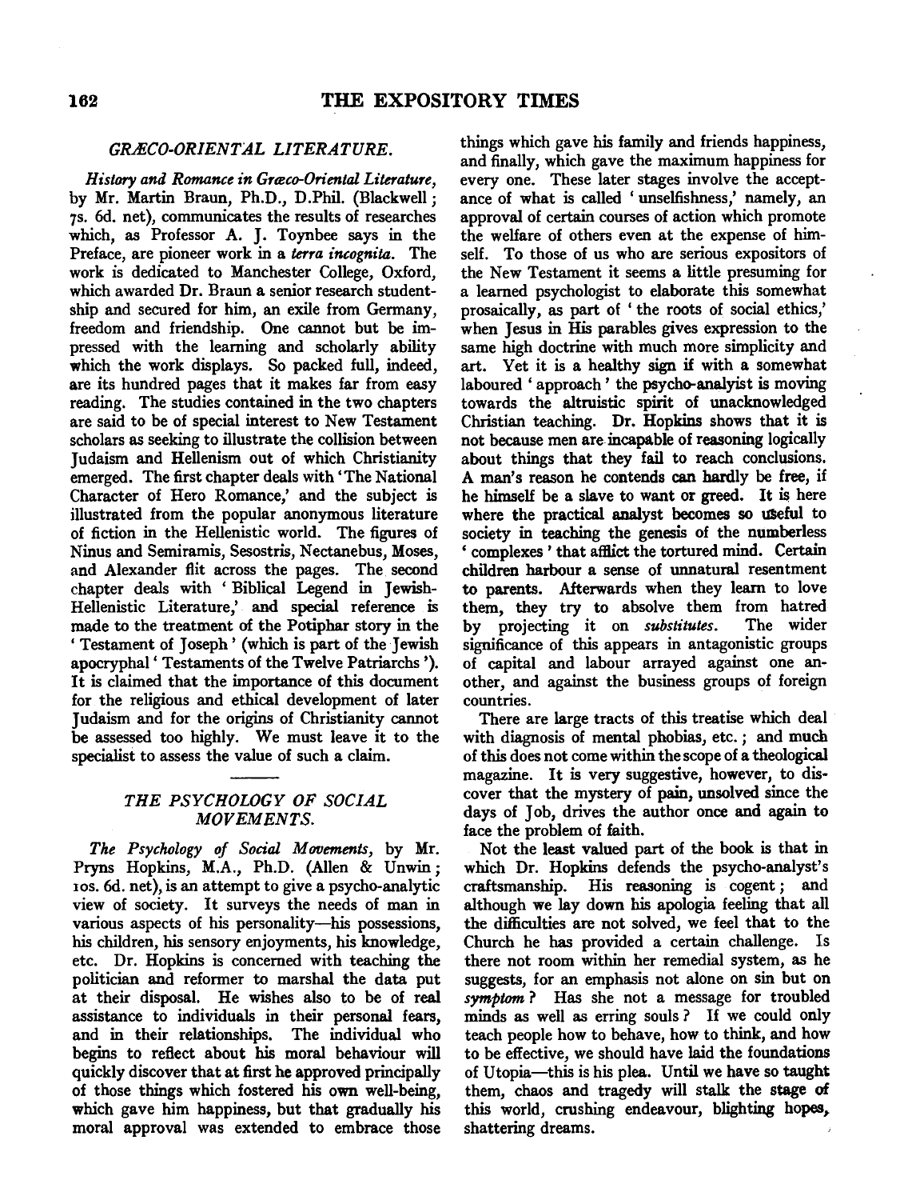## GRÆCO-ORIENTAL LITERATURE.

*History and Romance in Græco-Oriental Literature*, by Mr. Martin Braun, Ph.D., D.Phil. (Blackwell; 7s. 6d. net), communicates the results of researches which, as Professor A. J. Toynbee says in the Preface, are pioneer work in a *terra incognita*. The work is dedicated to Manchester College, Oxford, which awarded Dr. Braun a senior research studentship and secured for him, an exile from Germany, freedom and friendship. One cannot but be impressed with the learning and scholarly ability which the work displays. So packed full, indeed, are its hundred pages that it makes far from easy reading. The studies contained in the two chapters are said to be of special interest to New Testament scholars as seeking to illustrate the collision between Judaism and Hellenism out of which Christianity emerged. The first chapter deals with 'The National Character of Hero Romance,' and the subject is illustrated from the popular anonymous literature of fiction in the Hellenistic world. The figures of Ninus and Semiramis, Sesostris, Nectanebus, Moses, and Alexander flit across the pages. The second chapter deals with 'Biblical Legend in Jewish-Hellenistic Literature,' and special reference is made to the treatment of the Potiphar story in the 'Testament of Joseph' (which is part of the Jewish apocryphal 'Testaments of the Twelve Patriarchs'). It is claimed that the importance of this document for the religious and ethical development of later Judaism and for the origins of Christianity cannot be assessed too highly. We must leave it to the specialist to assess the value of such a claim.

## THE PSYCHOLOGY OF SOCIAL MOVEMENTS.

*The Psychology of Social Movements*, by Mr. Pryns Hopkins, M.A., Ph.D. (Allen & Unwin; 10s. 6d. net), is an attempt to give a psycho-analytic view of society. It surveys the needs of man in various aspects of his personality—his possessions, his children, his sensory enjoyments, his knowledge, etc. Dr. Hopkins is concerned with teaching the politician and reformer to marshal the data put at their disposal. He wishes also to be of real assistance to individuals in their personal fears, and in their relationships. The individual who begins to reflect about his moral behaviour will quickly discover that at first he approved principally of those things which fostered his own well-being, which gave him happiness, but that gradually his moral approval was extended to embrace those things which gave his family and friends happiness, and finally, which gave the maximum happiness for every one. These later stages involve the acceptance of what is called 'unselfishness,' namely, an approval of certain courses of action which promote the welfare of others even at the expense of himself. To those of us who are serious expositors of the New Testament it seems a little presuming for a learned psychologist to elaborate this somewhat prosaically, as part of 'the roots of social ethics,' when Jesus in His parables gives expression to the same high doctrine with much more simplicity and art. Yet it is a healthy sign if with a somewhat laboured 'approach' the psycho-analyist is moving towards the altruistic spirit of unacknowledged Christian teaching. Dr. Hopkins shows that it is not because men are incapable of reasoning logically about things that they fail to reach conclusions. A man's reason he contends can hardly be free, if he himself be a slave to want or greed. It is here where the practical analyst becomes so useful to society in teaching the genesis of the numberless 'complexes' that afflict the tortured mind. Certain children harbour a sense of unnatural resentment to parents. Afterwards when they learn to love them, they try to absolve them from hatred by projecting it on *substitutes*. The wider significance of this appears in antagonistic groups of capital and labour arrayed against one another, and against the business groups of foreign countries.

There are large tracts of this treatise which deal with diagnosis of mental phobias, etc.; and much of this does not come within the scope of a theological magazine. It is very suggestive, however, to discover that the mystery of pain, unsolved since the days of Job, drives the author once and again to face the problem of faith.

Not the least valued part of the book is that in which Dr. Hopkins defends the psycho-analyst's craftsmanship. His reasoning is cogent; and although we lay down his apologia feeling that all the difficulties are not solved, we feel that to the Church he has provided a certain challenge. Is there not room within her remedial system, as he suggests, for an emphasis not alone on sin but on *symptom*? Has she not a message for troubled minds as well as erring souls? If we could only teach people how to behave, how to think, and how to be effective, we should have laid the foundations of Utopia—this is his plea. Until we have so taught them, chaos and tragedy will stalk the stage of this world, crushing endeavour, blighting hopes, shattering dreams.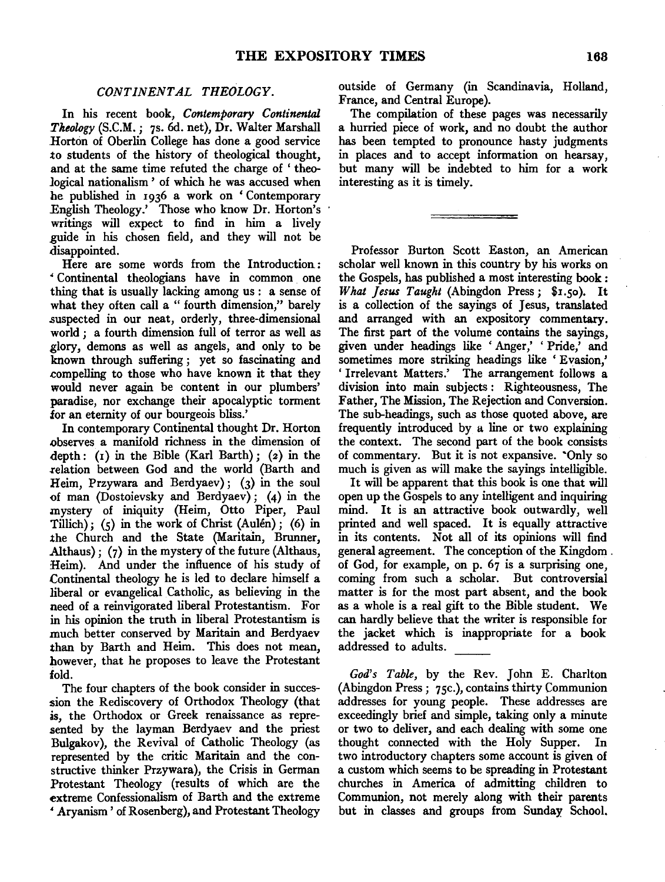### *CONTINENTAL THEOLOGY.*

In his recent book, *Contemporary Continental Theology* (S.C.M.; 7s. 6d. net), Dr. Walter Marshall Horton of Oberlin College has done a good service to students of the history of theological thought, and at the same time refuted the charge of 'theological nationalism' of which he was accused when he published in 1936 a work on 'Contemporary English Theology.' Those who know Dr. Horton's writings will expect to find in him a lively guide in his chosen field, and they will not be disappointed.

Here are some words from the Introduction: 'Continental theologians have in common one thing that is usually lacking among us: a sense of what they often call a "fourth dimension," barely suspected in our neat, orderly, three-dimensional world; a fourth dimension full of terror as well as glory, demons as well as angels, and only to be known through suffering; yet so fascinating and compelling to those who have known it that they would never again be content in our plumbers' paradise, nor exchange their apocalyptic torment for an eternity of our bourgeois bliss.'

In contemporary Continental thought Dr. Horton observes a manifold richness in the dimension of depth: (1) in the Bible (Karl Barth); (2) in the relation between God and the world (Barth and Heim, Przywara and Berdyaev); (3) in the soul of man (Dostoievsky and Berdyaev); (4) in the mystery of iniquity (Heim, Otto Piper, Paul Tillich); (5) in the work of Christ (Aulén); (6) in the Church and the State (Maritain, Brunner, Althaus); (7) in the mystery of the future (Althaus, Heim). And under the influence of his study of Continental theology he is led to declare himself a liberal or evangelical Catholic, as believing in the need of a reinvigorated liberal Protestantism. For in his opinion the truth in liberal Protestantism is much better conserved by Maritain and Berdyaev than by Barth and Heim. This does not mean, however, that he proposes to leave the Protestant fold.

The four chapters of the book consider in succession the Rediscovery of Orthodox Theology (that is, the Orthodox or Greek renaissance as represented by the layman Berdyaev and the priest Bulgakov), the Revival of Catholic Theology (as represented by the critic Maritain and the constructive thinker Przywara), the Crisis in German Protestant Theology (results of which are the extreme Confessionalism of Barth and the extreme 'Aryanism' of Rosenberg), and Protestant Theology outside of Germany (in Scandinavia, Holland, France, and Central Europe).

The compilation of these pages was necessarily a hurried piece of work, and no doubt the author has been tempted to pronounce hasty judgments in places and to accept information on hearsay, but many will be indebted to him for a work interesting as it is timely.

---

Professor Burton Scott Easton, an American scholar well known in this country by his works on the Gospels, has published a most interesting book: *What Jesus Taught* (Abingdon Press; $1.50). It is a collection of the sayings of Jesus, translated and arranged with an expository commentary. The first part of the volume contains the sayings, given under headings like 'Anger,' 'Pride,' and sometimes more striking headings like 'Evasion,' 'Irrelevant Matters.' The arrangement follows a division into main subjects: Righteousness, The Father, The Mission, The Rejection and Conversion. The sub-headings, such as those quoted above, are frequently introduced by a line or two explaining the context. The second part of the book consists of commentary. But it is not expansive. Only so much is given as will make the sayings intelligible.

It will be apparent that this book is one that will open up the Gospels to any intelligent and inquiring mind. It is an attractive book outwardly, well printed and well spaced. It is equally attractive in its contents. Not all of its opinions will find general agreement. The conception of the Kingdom of God, for example, on p. 67 is a surprising one, coming from such a scholar. But controversial matter is for the most part absent, and the book as a whole is a real gift to the Bible student. We can hardly believe that the writer is responsible for the jacket which is inappropriate for a book addressed to adults.

---

*God's Table*, by the Rev. John E. Charlton (Abingdon Press; 75c.), contains thirty Communion addresses for young people. These addresses are exceedingly brief and simple, taking only a minute or two to deliver, and each dealing with some one thought connected with the Holy Supper. In two introductory chapters some account is given of a custom which seems to be spreading in Protestant churches in America of admitting children to Communion, not merely along with their parents but in classes and groups from Sunday School.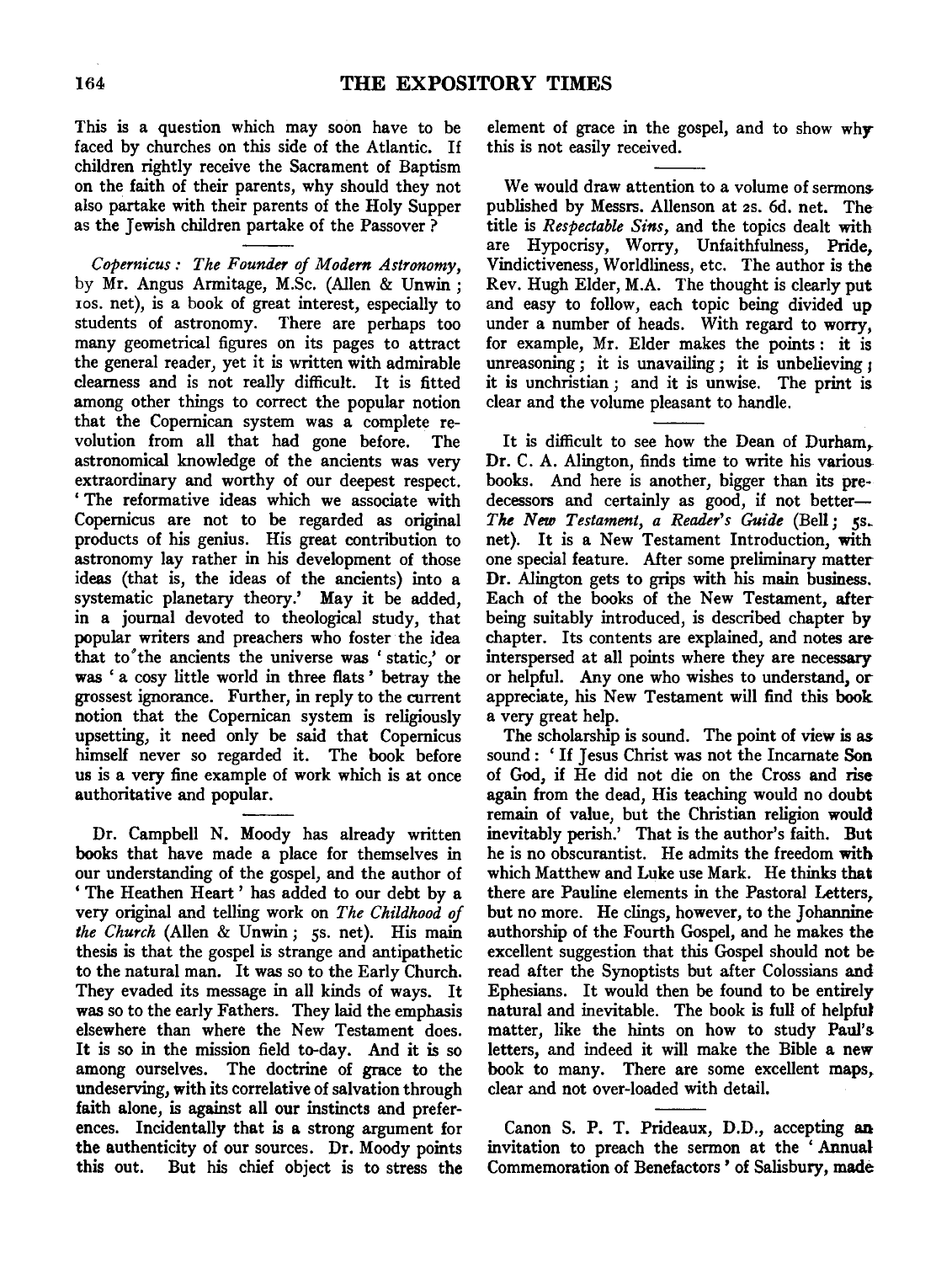This is a question which may soon have to be faced by churches on this side of the Atlantic. If children rightly receive the Sacrament of Baptism on the faith of their parents, why should they not also partake with their parents of the Holy Supper as the Jewish children partake of the Passover?

---

*Copernicus: The Founder of Modern Astronomy*, by Mr. Angus Armitage, M.Sc. (Allen & Unwin; 10s. net), is a book of great interest, especially to students of astronomy. There are perhaps too many geometrical figures on its pages to attract the general reader, yet it is written with admirable clearness and is not really difficult. It is fitted among other things to correct the popular notion that the Copernican system was a complete revolution from all that had gone before. The astronomical knowledge of the ancients was very extraordinary and worthy of our deepest respect. 'The reformative ideas which we associate with Copernicus are not to be regarded as original products of his genius. His great contribution to astronomy lay rather in his development of those ideas (that is, the ideas of the ancients) into a systematic planetary theory.' May it be added, in a journal devoted to theological study, that popular writers and preachers who foster the idea that to the ancients the universe was 'static,' or was 'a cosy little world in three flats' betray the grossest ignorance. Further, in reply to the current notion that the Copernican system is religiously upsetting, it need only be said that Copernicus himself never so regarded it. The book before us is a very fine example of work which is at once authoritative and popular.

---

Dr. Campbell N. Moody has already written books that have made a place for themselves in our understanding of the gospel, and the author of 'The Heathen Heart' has added to our debt by a very original and telling work on *The Childhood of the Church* (Allen & Unwin; 5s. net). His main thesis is that the gospel is strange and antipathetic to the natural man. It was so to the Early Church. They evaded its message in all kinds of ways. It was so to the early Fathers. They laid the emphasis elsewhere than where the New Testament does. It is so in the mission field to-day. And it is so among ourselves. The doctrine of grace to the undeserving, with its correlative of salvation through faith alone, is against all our instincts and preferences. Incidentally that is a strong argument for the authenticity of our sources. Dr. Moody points this out. But his chief object is to stress the element of grace in the gospel, and to show why this is not easily received.

---

We would draw attention to a volume of sermons published by Messrs. Allenson at 2s. 6d. net. The title is *Respectable Sins*, and the topics dealt with are Hypocrisy, Worry, Unfaithfulness, Pride, Vindictiveness, Worldliness, etc. The author is the Rev. Hugh Elder, M.A. The thought is clearly put and easy to follow, each topic being divided up under a number of heads. With regard to worry, for example, Mr. Elder makes the points: it is unreasoning; it is unavailing; it is unbelieving; it is unchristian; and it is unwise. The print is clear and the volume pleasant to handle.

---

It is difficult to see how the Dean of Durham, Dr. C. A. Alington, finds time to write his various books. And here is another, bigger than its predecessors and certainly as good, if not better—*The New Testament, a Reader's Guide* (Bell; 5s. net). It is a New Testament Introduction, with one special feature. After some preliminary matter Dr. Alington gets to grips with his main business. Each of the books of the New Testament, after being suitably introduced, is described chapter by chapter. Its contents are explained, and notes are interspersed at all points where they are necessary or helpful. Any one who wishes to understand, or appreciate, his New Testament will find this book a very great help.

The scholarship is sound. The point of view is as sound: 'If Jesus Christ was not the Incarnate Son of God, if He did not die on the Cross and rise again from the dead, His teaching would no doubt remain of value, but the Christian religion would inevitably perish.' That is the author's faith. But he is no obscurantist. He admits the freedom with which Matthew and Luke use Mark. He thinks that there are Pauline elements in the Pastoral Letters, but no more. He clings, however, to the Johannine authorship of the Fourth Gospel, and he makes the excellent suggestion that this Gospel should not be read after the Synoptists but after Colossians and Ephesians. It would then be found to be entirely natural and inevitable. The book is full of helpful matter, like the hints on how to study Paul's letters, and indeed it will make the Bible a new book to many. There are some excellent maps, clear and not over-loaded with detail.

---

Canon S. P. T. Prideaux, D.D., accepting an invitation to preach the sermon at the 'Annual Commemoration of Benefactors' of Salisbury, made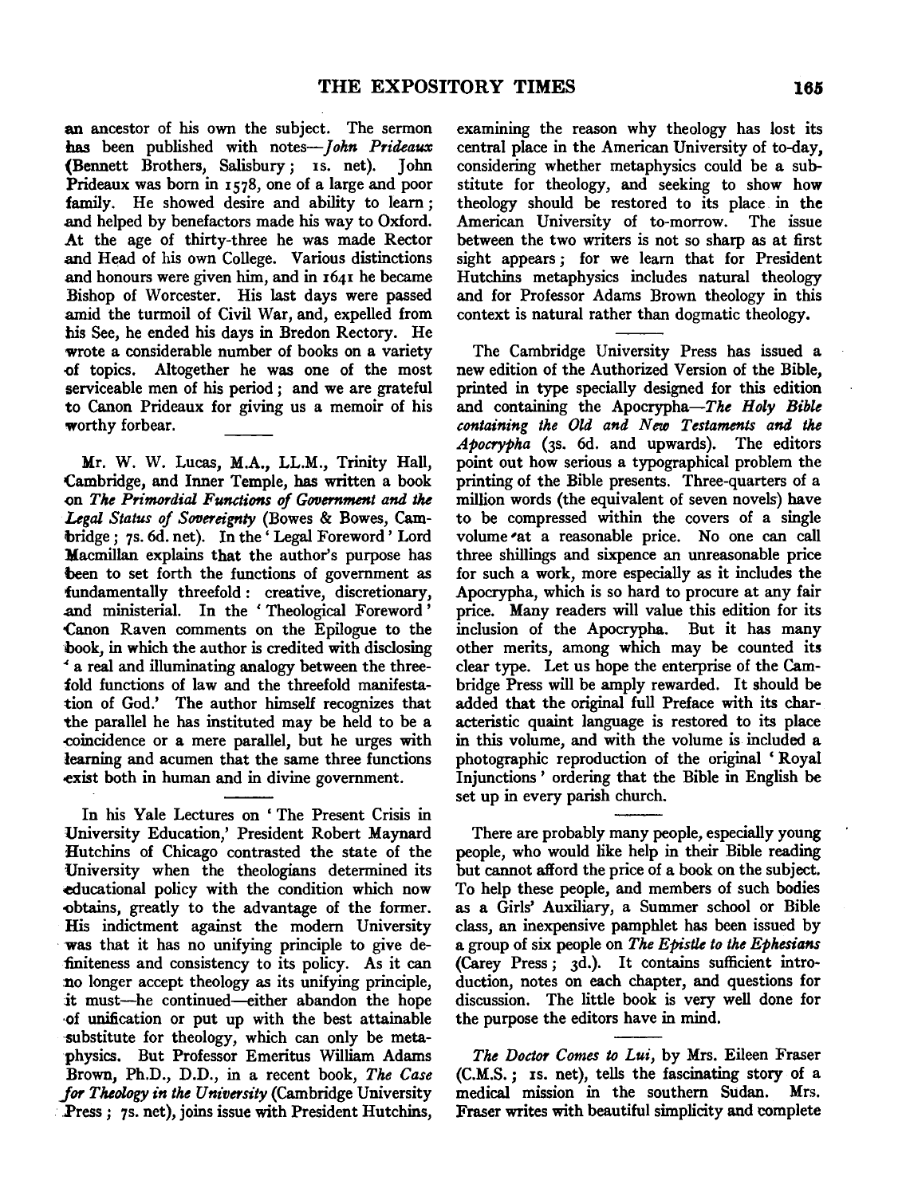an ancestor of his own the subject. The sermon has been published with notes—*John Prideaux* (Bennett Brothers, Salisbury; 1s. net). John Prideaux was born in 1578, one of a large and poor family. He showed desire and ability to learn; and helped by benefactors made his way to Oxford. At the age of thirty-three he was made Rector and Head of his own College. Various distinctions and honours were given him, and in 1641 he became Bishop of Worcester. His last days were passed amid the turmoil of Civil War, and, expelled from his See, he ended his days in Bredon Rectory. He wrote a considerable number of books on a variety of topics. Altogether he was one of the most serviceable men of his period; and we are grateful to Canon Prideaux for giving us a memoir of his worthy forbear.

Mr. W. W. Lucas, M.A., LL.M., Trinity Hall, Cambridge, and Inner Temple, has written a book on *The Primordial Functions of Government and the Legal Status of Sovereignty* (Bowes & Bowes, Cambridge; 7s. 6d. net). In the 'Legal Foreword' Lord Macmillan explains that the author's purpose has been to set forth the functions of government as fundamentally threefold: creative, discretionary, and ministerial. In the 'Theological Foreword' Canon Raven comments on the Epilogue to the book, in which the author is credited with disclosing 'a real and illuminating analogy between the threefold functions of law and the threefold manifestation of God.' The author himself recognizes that the parallel he has instituted may be held to be a coincidence or a mere parallel, but he urges with learning and acumen that the same three functions exist both in human and in divine government.

In his Yale Lectures on 'The Present Crisis in University Education,' President Robert Maynard Hutchins of Chicago contrasted the state of the University when the theologians determined its educational policy with the condition which now obtains, greatly to the advantage of the former. His indictment against the modern University was that it has no unifying principle to give definiteness and consistency to its policy. As it can no longer accept theology as its unifying principle, it must—he continued—either abandon the hope of unification or put up with the best attainable substitute for theology, which can only be metaphysics. But Professor Emeritus William Adams Brown, Ph.D., D.D., in a recent book, *The Case for Theology in the University* (Cambridge University Press; 7s. net), joins issue with President Hutchins, examining the reason why theology has lost its central place in the American University of to-day, considering whether metaphysics could be a substitute for theology, and seeking to show how theology should be restored to its place in the American University of to-morrow. The issue between the two writers is not so sharp as at first sight appears; for we learn that for President Hutchins metaphysics includes natural theology and for Professor Adams Brown theology in this context is natural rather than dogmatic theology.

The Cambridge University Press has issued a new edition of the Authorized Version of the Bible, printed in type specially designed for this edition and containing the Apocrypha—*The Holy Bible containing the Old and New Testaments and the Apocrypha* (3s. 6d. and upwards). The editors point out how serious a typographical problem the printing of the Bible presents. Three-quarters of a million words (the equivalent of seven novels) have to be compressed within the covers of a single volume at a reasonable price. No one can call three shillings and sixpence an unreasonable price for such a work, more especially as it includes the Apocrypha, which is so hard to procure at any fair price. Many readers will value this edition for its inclusion of the Apocrypha. But it has many other merits, among which may be counted its clear type. Let us hope the enterprise of the Cambridge Press will be amply rewarded. It should be added that the original full Preface with its characteristic quaint language is restored to its place in this volume, and with the volume is included a photographic reproduction of the original 'Royal Injunctions' ordering that the Bible in English be set up in every parish church.

There are probably many people, especially young people, who would like help in their Bible reading but cannot afford the price of a book on the subject. To help these people, and members of such bodies as a Girls' Auxiliary, a Summer school or Bible class, an inexpensive pamphlet has been issued by a group of six people on *The Epistle to the Ephesians* (Carey Press; 3d.). It contains sufficient introduction, notes on each chapter, and questions for discussion. The little book is very well done for the purpose the editors have in mind.

*The Doctor Comes to Lui*, by Mrs. Eileen Fraser (C.M.S.; 1s. net), tells the fascinating story of a medical mission in the southern Sudan. Mrs. Fraser writes with beautiful simplicity and complete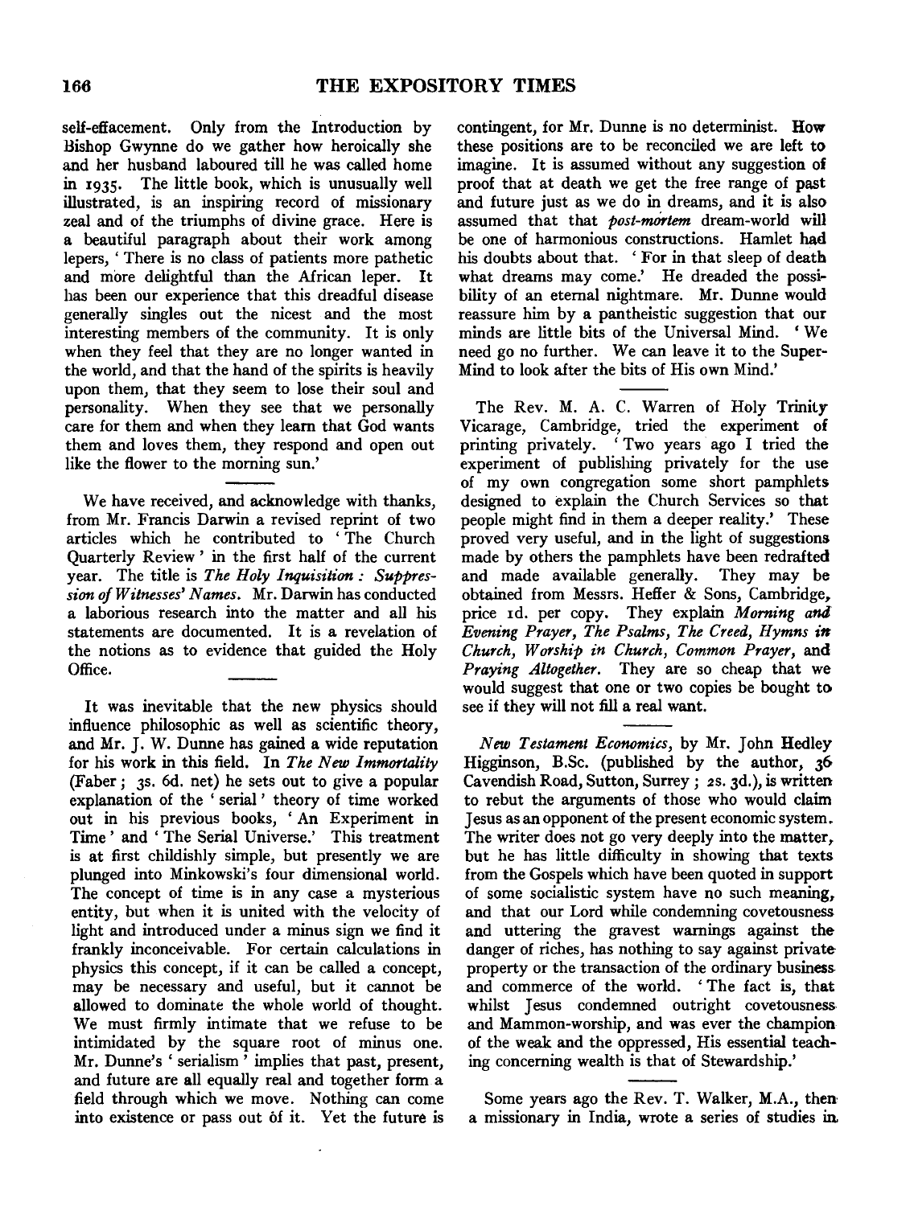self-effacement. Only from the Introduction by Bishop Gwynne do we gather how heroically she and her husband laboured till he was called home in 1935. The little book, which is unusually well illustrated, is an inspiring record of missionary zeal and of the triumphs of divine grace. Here is a beautiful paragraph about their work among lepers, 'There is no class of patients more pathetic and more delightful than the African leper. It has been our experience that this dreadful disease generally singles out the nicest and the most interesting members of the community. It is only when they feel that they are no longer wanted in the world, and that the hand of the spirits is heavily upon them, that they seem to lose their soul and personality. When they see that we personally care for them and when they learn that God wants them and loves them, they respond and open out like the flower to the morning sun.'

---

We have received, and acknowledge with thanks, from Mr. Francis Darwin a revised reprint of two articles which he contributed to 'The Church Quarterly Review' in the first half of the current year. The title is *The Holy Inquisition: Suppression of Witnesses' Names*. Mr. Darwin has conducted a laborious research into the matter and all his statements are documented. It is a revelation of the notions as to evidence that guided the Holy Office.

---

It was inevitable that the new physics should influence philosophic as well as scientific theory, and Mr. J. W. Dunne has gained a wide reputation for his work in this field. In *The New Immortality* (Faber; 3s. 6d. net) he sets out to give a popular explanation of the 'serial' theory of time worked out in his previous books, 'An Experiment in Time' and 'The Serial Universe.' This treatment is at first childishly simple, but presently we are plunged into Minkowski's four dimensional world. The concept of time is in any case a mysterious entity, but when it is united with the velocity of light and introduced under a minus sign we find it frankly inconceivable. For certain calculations in physics this concept, if it can be called a concept, may be necessary and useful, but it cannot be allowed to dominate the whole world of thought. We must firmly intimate that we refuse to be intimidated by the square root of minus one. Mr. Dunne's 'serialism' implies that past, present, and future are all equally real and together form a field through which we move. Nothing can come into existence or pass out of it. Yet the future is contingent, for Mr. Dunne is no determinist. How these positions are to be reconciled we are left to imagine. It is assumed without any suggestion of proof that at death we get the free range of past and future just as we do in dreams, and it is also assumed that that *post-mortem* dream-world will be one of harmonious constructions. Hamlet had his doubts about that. 'For in that sleep of death what dreams may come.' He dreaded the possibility of an eternal nightmare. Mr. Dunne would reassure him by a pantheistic suggestion that our minds are little bits of the Universal Mind. 'We need go no further. We can leave it to the Super-Mind to look after the bits of His own Mind.'

---

The Rev. M. A. C. Warren of Holy Trinity Vicarage, Cambridge, tried the experiment of printing privately. 'Two years ago I tried the experiment of publishing privately for the use of my own congregation some short pamphlets designed to explain the Church Services so that people might find in them a deeper reality.' These proved very useful, and in the light of suggestions made by others the pamphlets have been redrafted and made available generally. They may be obtained from Messrs. Heffer & Sons, Cambridge, price 1d. per copy. They explain *Morning and Evening Prayer*, *The Psalms*, *The Creed*, *Hymns in Church*, *Worship in Church*, *Common Prayer*, and *Praying Altogether*. They are so cheap that we would suggest that one or two copies be bought to see if they will not fill a real want.

---

*New Testament Economics*, by Mr. John Hedley Higginson, B.Sc. (published by the author, 36 Cavendish Road, Sutton, Surrey; 2s. 3d.), is written to rebut the arguments of those who would claim Jesus as an opponent of the present economic system. The writer does not go very deeply into the matter, but he has little difficulty in showing that texts from the Gospels which have been quoted in support of some socialistic system have no such meaning, and that our Lord while condemning covetousness and uttering the gravest warnings against the danger of riches, has nothing to say against private property or the transaction of the ordinary business and commerce of the world. 'The fact is, that whilst Jesus condemned outright covetousness and Mammon-worship, and was ever the champion of the weak and the oppressed, His essential teaching concerning wealth is that of Stewardship.'

---

Some years ago the Rev. T. Walker, M.A., then a missionary in India, wrote a series of studies in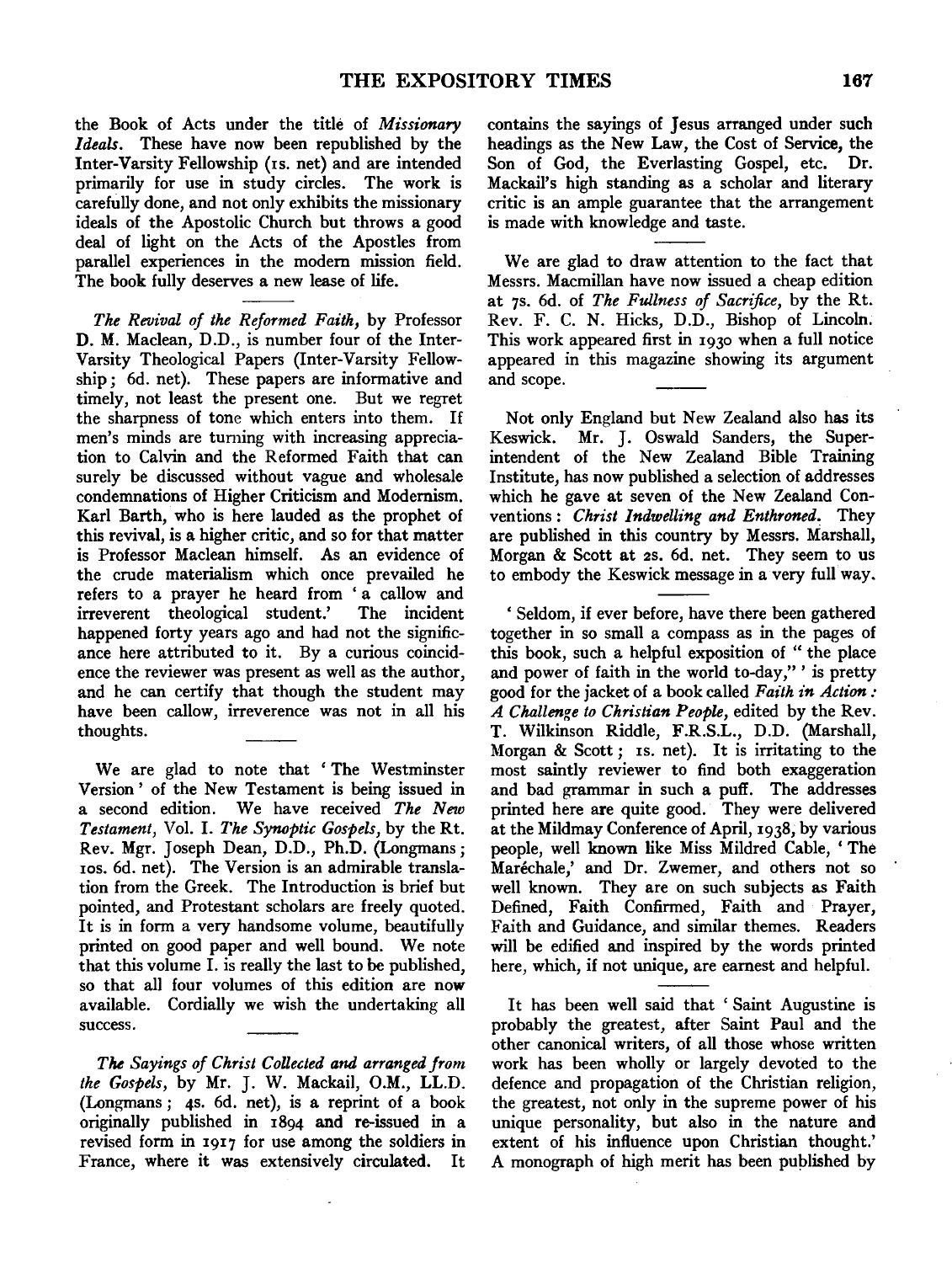the Book of Acts under the title of *Missionary Ideals*. These have now been republished by the Inter-Varsity Fellowship (1s. net) and are intended primarily for use in study circles. The work is carefully done, and not only exhibits the missionary ideals of the Apostolic Church but throws a good deal of light on the Acts of the Apostles from parallel experiences in the modern mission field. The book fully deserves a new lease of life.

*The Revival of the Reformed Faith*, by Professor D. M. Maclean, D.D., is number four of the Inter-Varsity Theological Papers (Inter-Varsity Fellowship; 6d. net). These papers are informative and timely, not least the present one. But we regret the sharpness of tone which enters into them. If men's minds are turning with increasing appreciation to Calvin and the Reformed Faith that can surely be discussed without vague and wholesale condemnations of Higher Criticism and Modernism. Karl Barth, who is here lauded as the prophet of this revival, is a higher critic, and so for that matter is Professor Maclean himself. As an evidence of the crude materialism which once prevailed he refers to a prayer he heard from 'a callow and irreverent theological student.' The incident happened forty years ago and had not the significance here attributed to it. By a curious coincidence the reviewer was present as well as the author, and he can certify that though the student may have been callow, irreverence was not in all his thoughts.

We are glad to note that 'The Westminster Version' of the New Testament is being issued in a second edition. We have received *The New Testament*, Vol. I. *The Synoptic Gospels*, by the Rt. Rev. Mgr. Joseph Dean, D.D., Ph.D. (Longmans; 10s. 6d. net). The Version is an admirable translation from the Greek. The Introduction is brief but pointed, and Protestant scholars are freely quoted. It is in form a very handsome volume, beautifully printed on good paper and well bound. We note that this volume I. is really the last to be published, so that all four volumes of this edition are now available. Cordially we wish the undertaking all success.

*The Sayings of Christ Collected and arranged from the Gospels*, by Mr. J. W. Mackail, O.M., LL.D. (Longmans; 4s. 6d. net), is a reprint of a book originally published in 1894 and re-issued in a revised form in 1917 for use among the soldiers in France, where it was extensively circulated. It contains the sayings of Jesus arranged under such headings as the New Law, the Cost of Service, the Son of God, the Everlasting Gospel, etc. Dr. Mackail's high standing as a scholar and literary critic is an ample guarantee that the arrangement is made with knowledge and taste.

We are glad to draw attention to the fact that Messrs. Macmillan have now issued a cheap edition at 7s. 6d. of *The Fullness of Sacrifice*, by the Rt. Rev. F. C. N. Hicks, D.D., Bishop of Lincoln. This work appeared first in 1930 when a full notice appeared in this magazine showing its argument and scope.

Not only England but New Zealand also has its Keswick. Mr. J. Oswald Sanders, the Superintendent of the New Zealand Bible Training Institute, has now published a selection of addresses which he gave at seven of the New Zealand Conventions: *Christ Indwelling and Enthroned*. They are published in this country by Messrs. Marshall, Morgan & Scott at 2s. 6d. net. They seem to us to embody the Keswick message in a very full way.

'Seldom, if ever before, have there been gathered together in so small a compass as in the pages of this book, such a helpful exposition of "the place and power of faith in the world to-day,"' is pretty good for the jacket of a book called *Faith in Action: A Challenge to Christian People*, edited by the Rev. T. Wilkinson Riddle, F.R.S.L., D.D. (Marshall, Morgan & Scott; 1s. net). It is irritating to the most saintly reviewer to find both exaggeration and bad grammar in such a puff. The addresses printed here are quite good. They were delivered at the Mildmay Conference of April, 1938, by various people, well known like Miss Mildred Cable, 'The Maréchale,' and Dr. Zwemer, and others not so well known. They are on such subjects as Faith Defined, Faith Confirmed, Faith and Prayer, Faith and Guidance, and similar themes. Readers will be edified and inspired by the words printed here, which, if not unique, are earnest and helpful.

It has been well said that 'Saint Augustine is probably the greatest, after Saint Paul and the other canonical writers, of all those whose written work has been wholly or largely devoted to the defence and propagation of the Christian religion, the greatest, not only in the supreme power of his unique personality, but also in the nature and extent of his influence upon Christian thought.' A monograph of high merit has been published by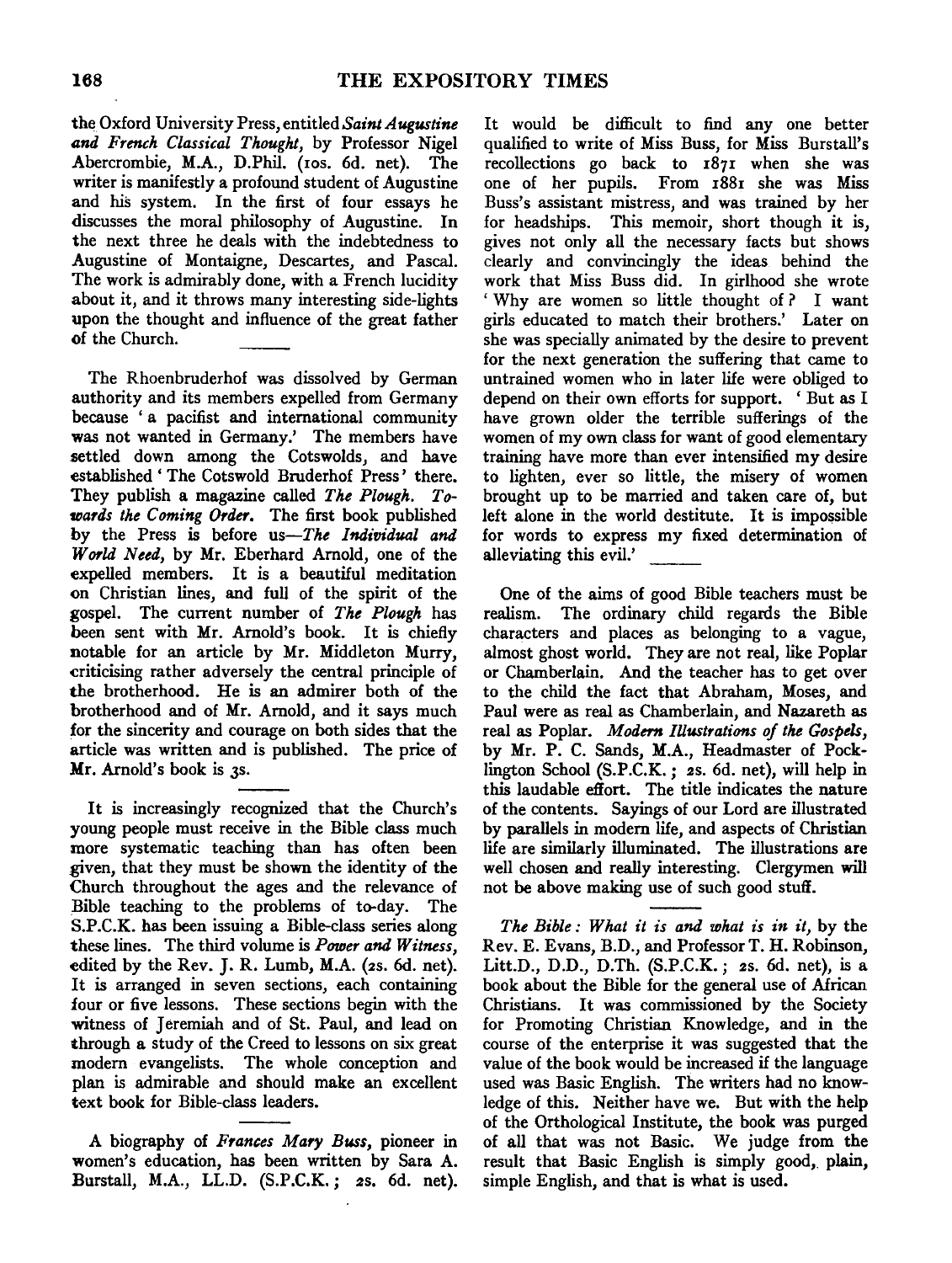the Oxford University Press, entitled *Saint Augustine and French Classical Thought*, by Professor Nigel Abercrombie, M.A., D.Phil. (10s. 6d. net). The writer is manifestly a profound student of Augustine and his system. In the first of four essays he discusses the moral philosophy of Augustine. In the next three he deals with the indebtedness to Augustine of Montaigne, Descartes, and Pascal. The work is admirably done, with a French lucidity about it, and it throws many interesting side-lights upon the thought and influence of the great father of the Church.

The Rhoenbruderhof was dissolved by German authority and its members expelled from Germany because 'a pacifist and international community was not wanted in Germany.' The members have settled down among the Cotswolds, and have established 'The Cotswold Bruderhof Press' there. They publish a magazine called *The Plough. Towards the Coming Order.* The first book published by the Press is before us—*The Individual and World Need*, by Mr. Eberhard Arnold, one of the expelled members. It is a beautiful meditation on Christian lines, and full of the spirit of the gospel. The current number of *The Plough* has been sent with Mr. Arnold's book. It is chiefly notable for an article by Mr. Middleton Murry, criticising rather adversely the central principle of the brotherhood. He is an admirer both of the brotherhood and of Mr. Arnold, and it says much for the sincerity and courage on both sides that the article was written and is published. The price of Mr. Arnold's book is 3s.

It is increasingly recognized that the Church's young people must receive in the Bible class much more systematic teaching than has often been given, that they must be shown the identity of the Church throughout the ages and the relevance of Bible teaching to the problems of to-day. The S.P.C.K. has been issuing a Bible-class series along these lines. The third volume is *Power and Witness*, edited by the Rev. J. R. Lumb, M.A. (2s. 6d. net). It is arranged in seven sections, each containing four or five lessons. These sections begin with the witness of Jeremiah and of St. Paul, and lead on through a study of the Creed to lessons on six great modern evangelists. The whole conception and plan is admirable and should make an excellent text book for Bible-class leaders.

A biography of *Frances Mary Buss*, pioneer in women's education, has been written by Sara A. Burstall, M.A., LL.D. (S.P.C.K.; 2s. 6d. net). It would be difficult to find any one better qualified to write of Miss Buss, for Miss Burstall's recollections go back to 1871 when she was one of her pupils. From 1881 she was Miss Buss's assistant mistress, and was trained by her for headships. This memoir, short though it is, gives not only all the necessary facts but shows clearly and convincingly the ideas behind the work that Miss Buss did. In girlhood she wrote 'Why are women so little thought of? I want girls educated to match their brothers.' Later on she was specially animated by the desire to prevent for the next generation the suffering that came to untrained women who in later life were obliged to depend on their own efforts for support. 'But as I have grown older the terrible sufferings of the women of my own class for want of good elementary training have more than ever intensified my desire to lighten, ever so little, the misery of women brought up to be married and taken care of, but left alone in the world destitute. It is impossible for words to express my fixed determination of alleviating this evil.'

One of the aims of good Bible teachers must be realism. The ordinary child regards the Bible characters and places as belonging to a vague, almost ghost world. They are not real, like Poplar or Chamberlain. And the teacher has to get over to the child the fact that Abraham, Moses, and Paul were as real as Chamberlain, and Nazareth as real as Poplar. *Modern Illustrations of the Gospels*, by Mr. P. C. Sands, M.A., Headmaster of Pocklington School (S.P.C.K.; 2s. 6d. net), will help in this laudable effort. The title indicates the nature of the contents. Sayings of our Lord are illustrated by parallels in modern life, and aspects of Christian life are similarly illuminated. The illustrations are well chosen and really interesting. Clergymen will not be above making use of such good stuff.

*The Bible: What it is and what is in it*, by the Rev. E. Evans, B.D., and Professor T. H. Robinson, Litt.D., D.D., D.Th. (S.P.C.K.; 2s. 6d. net), is a book about the Bible for the general use of African Christians. It was commissioned by the Society for Promoting Christian Knowledge, and in the course of the enterprise it was suggested that the value of the book would be increased if the language used was Basic English. The writers had no knowledge of this. Neither have we. But with the help of the Orthological Institute, the book was purged of all that was not Basic. We judge from the result that Basic English is simply good, plain, simple English, and that is what is used.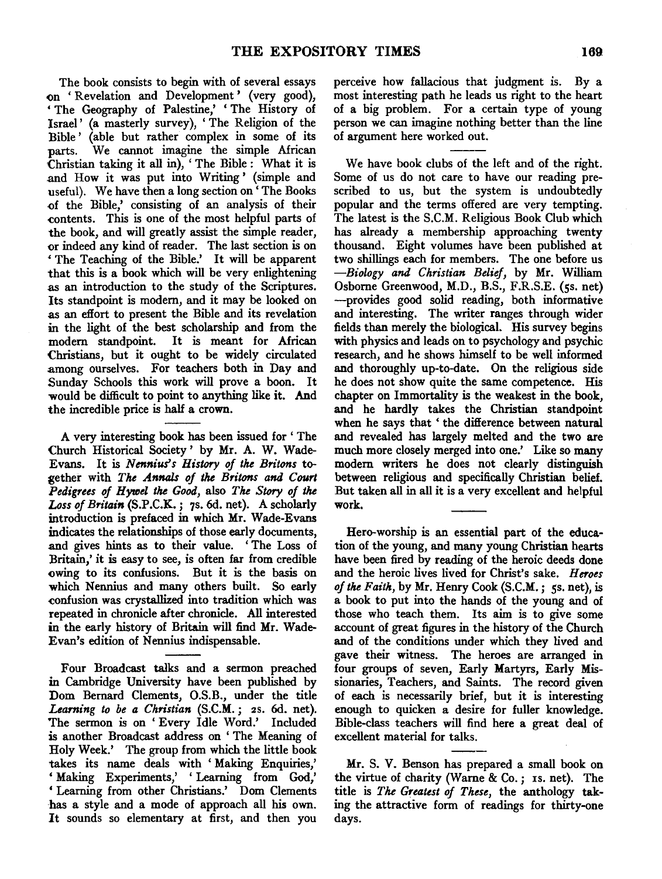The book consists to begin with of several essays on 'Revelation and Development' (very good), 'The Geography of Palestine,' 'The History of Israel' (a masterly survey), 'The Religion of the Bible' (able but rather complex in some of its parts. We cannot imagine the simple African Christian taking it all in), 'The Bible: What it is and How it was put into Writing' (simple and useful). We have then a long section on 'The Books of the Bible,' consisting of an analysis of their contents. This is one of the most helpful parts of the book, and will greatly assist the simple reader, or indeed any kind of reader. The last section is on 'The Teaching of the Bible.' It will be apparent that this is a book which will be very enlightening as an introduction to the study of the Scriptures. Its standpoint is modern, and it may be looked on as an effort to present the Bible and its revelation in the light of the best scholarship and from the modern standpoint. It is meant for African Christians, but it ought to be widely circulated among ourselves. For teachers both in Day and Sunday Schools this work will prove a boon. It would be difficult to point to anything like it. And the incredible price is half a crown.

---

A very interesting book has been issued for 'The Church Historical Society' by Mr. A. W. Wade-Evans. It is *Nennius's History of the Britons* together with *The Annals of the Britons and Court Pedigrees of Hywel the Good*, also *The Story of the Loss of Britain* (S.P.C.K.; 7s. 6d. net). A scholarly introduction is prefaced in which Mr. Wade-Evans indicates the relationships of those early documents, and gives hints as to their value. 'The Loss of Britain,' it is easy to see, is often far from credible owing to its confusions. But it is the basis on which Nennius and many others built. So early confusion was crystallized into tradition which was repeated in chronicle after chronicle. All interested in the early history of Britain will find Mr. Wade-Evan's edition of Nennius indispensable.

---

Four Broadcast talks and a sermon preached in Cambridge University have been published by Dom Bernard Clements, O.S.B., under the title *Learning to be a Christian* (S.C.M.; 2s. 6d. net). The sermon is on 'Every Idle Word.' Included is another Broadcast address on 'The Meaning of Holy Week.' The group from which the little book takes its name deals with 'Making Enquiries,' 'Making Experiments,' 'Learning from God,' 'Learning from other Christians.' Dom Clements has a style and a mode of approach all his own. It sounds so elementary at first, and then you perceive how fallacious that judgment is. By a most interesting path he leads us right to the heart of a big problem. For a certain type of young person we can imagine nothing better than the line of argument here worked out.

---

We have book clubs of the left and of the right. Some of us do not care to have our reading prescribed to us, but the system is undoubtedly popular and the terms offered are very tempting. The latest is the S.C.M. Religious Book Club which has already a membership approaching twenty thousand. Eight volumes have been published at two shillings each for members. The one before us —*Biology and Christian Belief*, by Mr. William Osborne Greenwood, M.D., B.S., F.R.S.E. (5s. net) —provides good solid reading, both informative and interesting. The writer ranges through wider fields than merely the biological. His survey begins with physics and leads on to psychology and psychic research, and he shows himself to be well informed and thoroughly up-to-date. On the religious side he does not show quite the same competence. His chapter on Immortality is the weakest in the book, and he hardly takes the Christian standpoint when he says that 'the difference between natural and revealed has largely melted and the two are much more closely merged into one.' Like so many modern writers he does not clearly distinguish between religious and specifically Christian belief. But taken all in all it is a very excellent and helpful work.

---

Hero-worship is an essential part of the education of the young, and many young Christian hearts have been fired by reading of the heroic deeds done and the heroic lives lived for Christ's sake. *Heroes of the Faith*, by Mr. Henry Cook (S.C.M.; 5s. net), is a book to put into the hands of the young and of those who teach them. Its aim is to give some account of great figures in the history of the Church and of the conditions under which they lived and gave their witness. The heroes are arranged in four groups of seven, Early Martyrs, Early Missionaries, Teachers, and Saints. The record given of each is necessarily brief, but it is interesting enough to quicken a desire for fuller knowledge. Bible-class teachers will find here a great deal of excellent material for talks.

---

Mr. S. V. Benson has prepared a small book on the virtue of charity (Warne & Co.; 1s. net). The title is *The Greatest of These*, the anthology taking the attractive form of readings for thirty-one days.